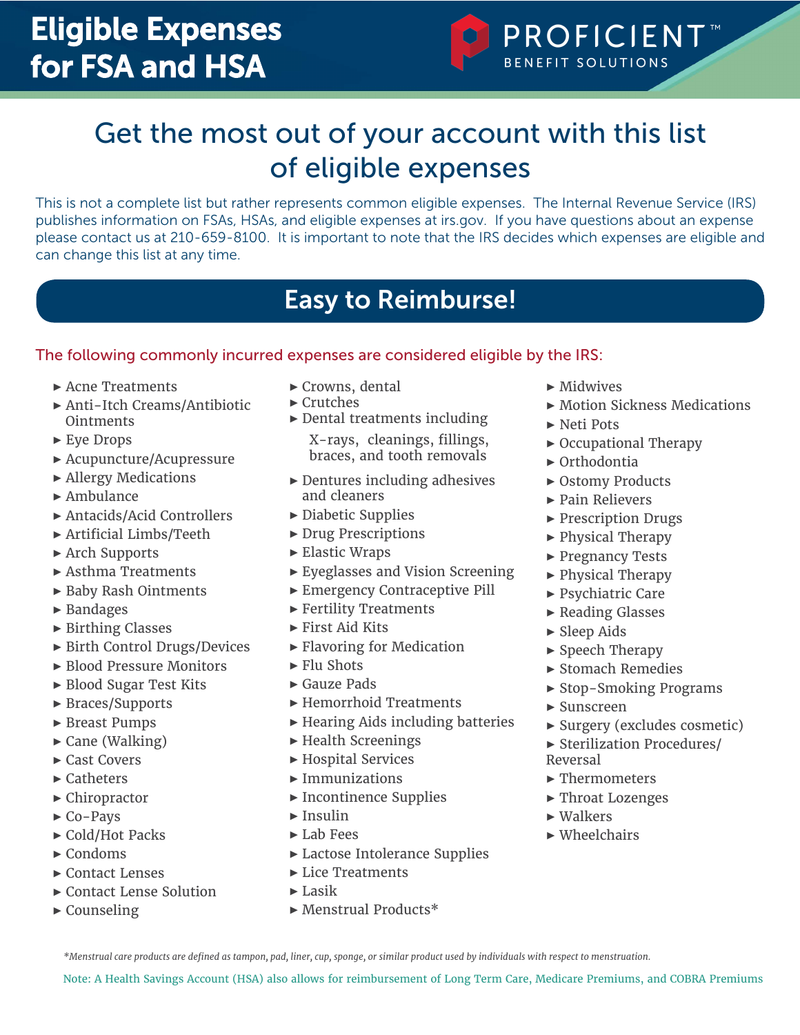# Eligible Expenses for FSA and HSA

PROFICIENT™ BENEFIT SOLUTIONS

## Get the most out of your account with this list of eligible expenses

This is not a complete list but rather represents common eligible expenses. The Internal Revenue Service (IRS) publishes information on FSAs, HSAs, and eligible expenses at irs.gov. If you have questions about an expense please contact us at 210-659-8100. It is important to note that the IRS decides which expenses are eligible and can change this list at any time.

## Easy to Reimburse!

The following commonly incurred expenses are considered eligible by the IRS:

- Acne Treatments
- Anti-Itch Creams/Antibiotic Ointments
- Eye Drops
- Acupuncture/Acupressure
- Allergy Medications
- Ambulance
- Antacids/Acid Controllers
- Artificial Limbs/Teeth
- Arch Supports
- Asthma Treatments
- Baby Rash Ointments
- Bandages
- Birthing Classes
- Birth Control Drugs/Devices
- Blood Pressure Monitors
- Blood Sugar Test Kits
- Braces/Supports
- Breast Pumps
- Cane (Walking)
- Cast Covers
- Catheters
- Chiropractor
- Co-Pays
- Cold/Hot Packs
- Condoms
- Contact Lenses
- Contact Lense Solution
- Counseling
- Crowns, dental
- Crutches
- Dental treatments including X-rays, cleanings, fillings, braces, and tooth removals
- Dentures including adhesives and cleaners
- Diabetic Supplies
- Drug Prescriptions
- Elastic Wraps
- Eyeglasses and Vision Screening
- Emergency Contraceptive Pill
- Fertility Treatments
- First Aid Kits
- Flavoring for Medication
- Flu Shots
- Gauze Pads
- Hemorrhoid Treatments
- Hearing Aids including batteries
- Health Screenings
- Hospital Services
- Immunizations
- Incontinence Supplies
- Insulin
- Lab Fees
- Lactose Intolerance Supplies
- Lice Treatments
- Lasik
- Menstrual Products*
- Midwives
- Motion Sickness Medications
- Neti Pots
- Occupational Therapy
- Orthodontia
- Ostomy Products
- Pain Relievers
- Prescription Drugs
- Physical Therapy
- Pregnancy Tests
- Physical Therapy
- Psychiatric Care
- Reading Glasses
- Sleep Aids
- Speech Therapy
- Stomach Remedies
- Stop-Smoking Programs
- Sunscreen
- Surgery (excludes cosmetic)
- Sterilization Procedures/Reversal
- Thermometers
- Throat Lozenges
- Walkers
- Wheelchairs

*\*Menstrual care products are defined as tampon, pad, liner, cup, sponge, or similar product used by individuals with respect to menstruation.*

Note: A Health Savings Account (HSA) also allows for reimbursement of Long Term Care, Medicare Premiums, and COBRA Premiums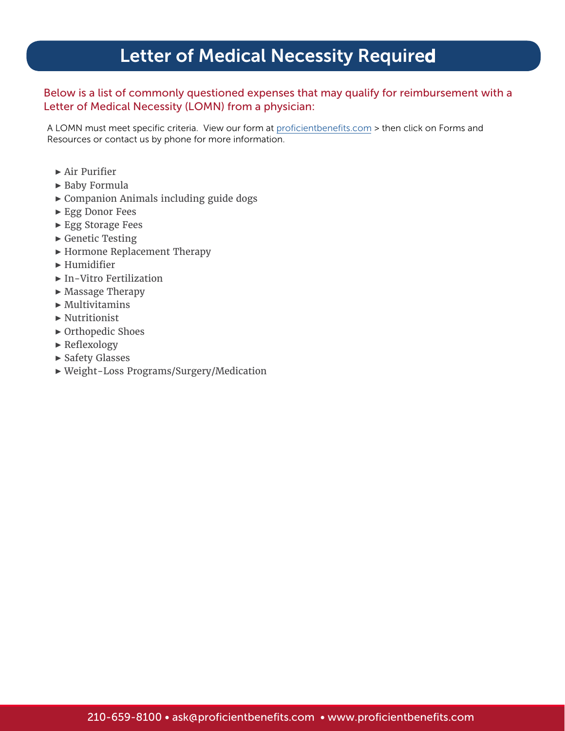# Letter of Medical Necessity Required

Below is a list of commonly questioned expenses that may qualify for reimbursement with a Letter of Medical Necessity (LOMN) from a physician:

A LOMN must meet specific criteria. View our form at proficientbenefits.com > then click on Forms and Resources or contact us by phone for more information.

- Air Purifier
- Baby Formula
- Companion Animals including guide dogs
- Egg Donor Fees
- Egg Storage Fees
- Genetic Testing
- Hormone Replacement Therapy
- Humidifier
- In-Vitro Fertilization
- Massage Therapy
- Multivitamins
- Nutritionist
- Orthopedic Shoes
- Reflexology
- Safety Glasses
- Weight-Loss Programs/Surgery/Medication

210-659-8100 • ask@proficientbenefits.com • www.proficientbenefits.com